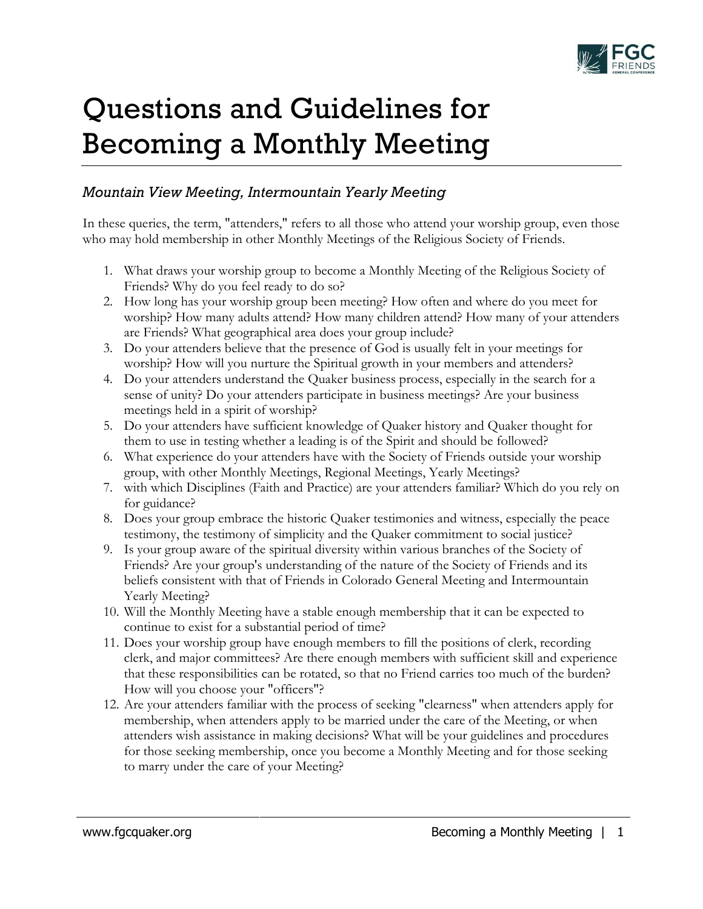# Questions and Guidelines for Becoming a Monthly Meeting

*Mountain View Meeting, Intermountain Yearly Meeting*

In these queries, the term, "attenders," refers to all those who attend your worship group, even those who may hold membership in other Monthly Meetings of the Religious Society of Friends.

1. What draws your worship group to become a Monthly Meeting of the Religious Society of Friends? Why do you feel ready to do so?
2. How long has your worship group been meeting? How often and where do you meet for worship? How many adults attend? How many children attend? How many of your attenders are Friends? What geographical area does your group include?
3. Do your attenders believe that the presence of God is usually felt in your meetings for worship? How will you nurture the Spiritual growth in your members and attenders?
4. Do your attenders understand the Quaker business process, especially in the search for a sense of unity? Do your attenders participate in business meetings? Are your business meetings held in a spirit of worship?
5. Do your attenders have sufficient knowledge of Quaker history and Quaker thought for them to use in testing whether a leading is of the Spirit and should be followed?
6. What experience do your attenders have with the Society of Friends outside your worship group, with other Monthly Meetings, Regional Meetings, Yearly Meetings?
7. with which Disciplines (Faith and Practice) are your attenders familiar? Which do you rely on for guidance?
8. Does your group embrace the historic Quaker testimonies and witness, especially the peace testimony, the testimony of simplicity and the Quaker commitment to social justice?
9. Is your group aware of the spiritual diversity within various branches of the Society of Friends? Are your group's understanding of the nature of the Society of Friends and its beliefs consistent with that of Friends in Colorado General Meeting and Intermountain Yearly Meeting?
10. Will the Monthly Meeting have a stable enough membership that it can be expected to continue to exist for a substantial period of time?
11. Does your worship group have enough members to fill the positions of clerk, recording clerk, and major committees? Are there enough members with sufficient skill and experience that these responsibilities can be rotated, so that no Friend carries too much of the burden? How will you choose your "officers"?
12. Are your attenders familiar with the process of seeking "clearness" when attenders apply for membership, when attenders apply to be married under the care of the Meeting, or when attenders wish assistance in making decisions? What will be your guidelines and procedures for those seeking membership, once you become a Monthly Meeting and for those seeking to marry under the care of your Meeting?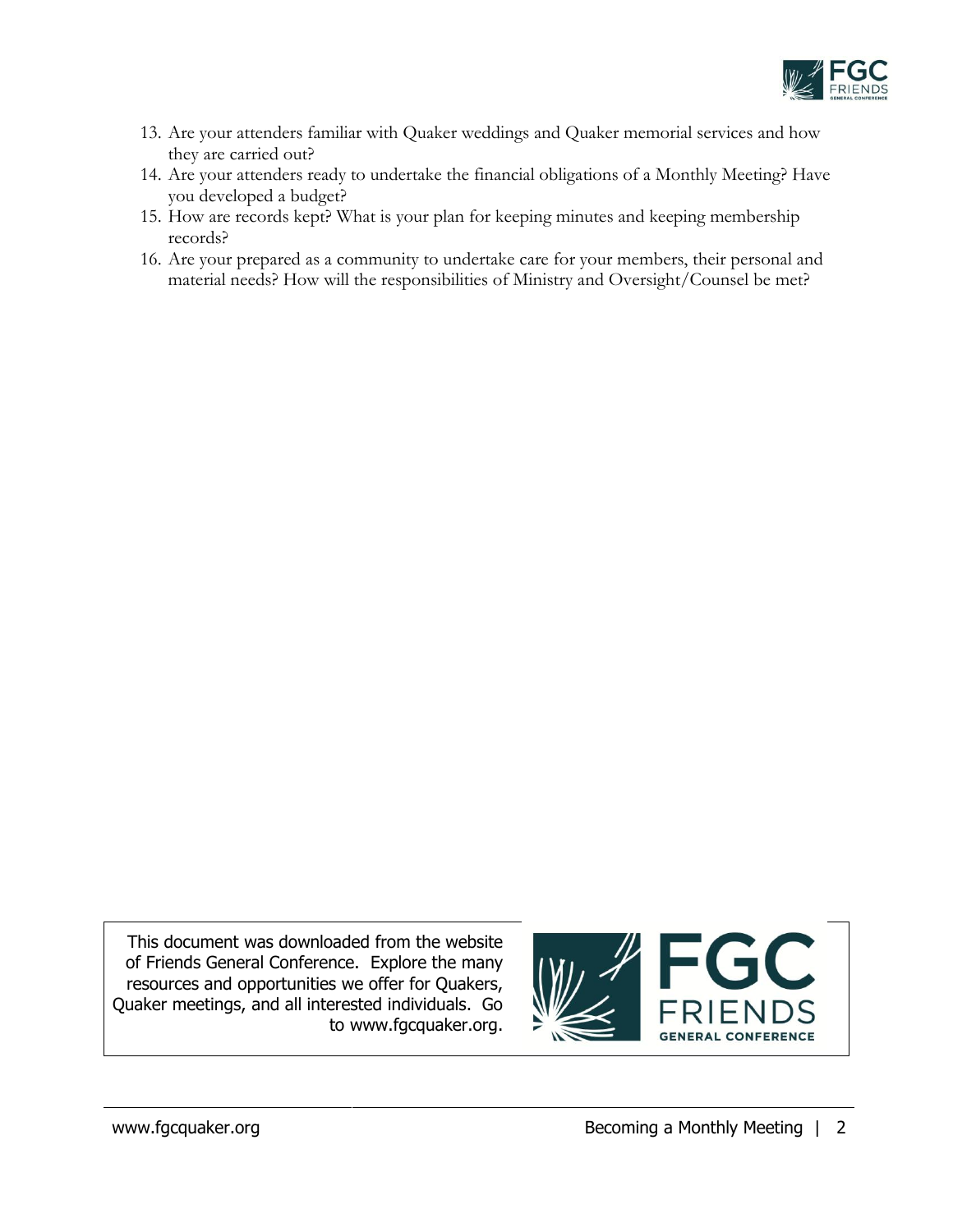13. Are your attenders familiar with Quaker weddings and Quaker memorial services and how they are carried out?
14. Are your attenders ready to undertake the financial obligations of a Monthly Meeting? Have you developed a budget?
15. How are records kept? What is your plan for keeping minutes and keeping membership records?
16. Are your prepared as a community to undertake care for your members, their personal and material needs? How will the responsibilities of Ministry and Oversight/Counsel be met?

This document was downloaded from the website of Friends General Conference. Explore the many resources and opportunities we offer for Quakers, Quaker meetings, and all interested individuals. Go to www.fgcquaker.org.

FGC FRIENDS GENERAL CONFERENCE